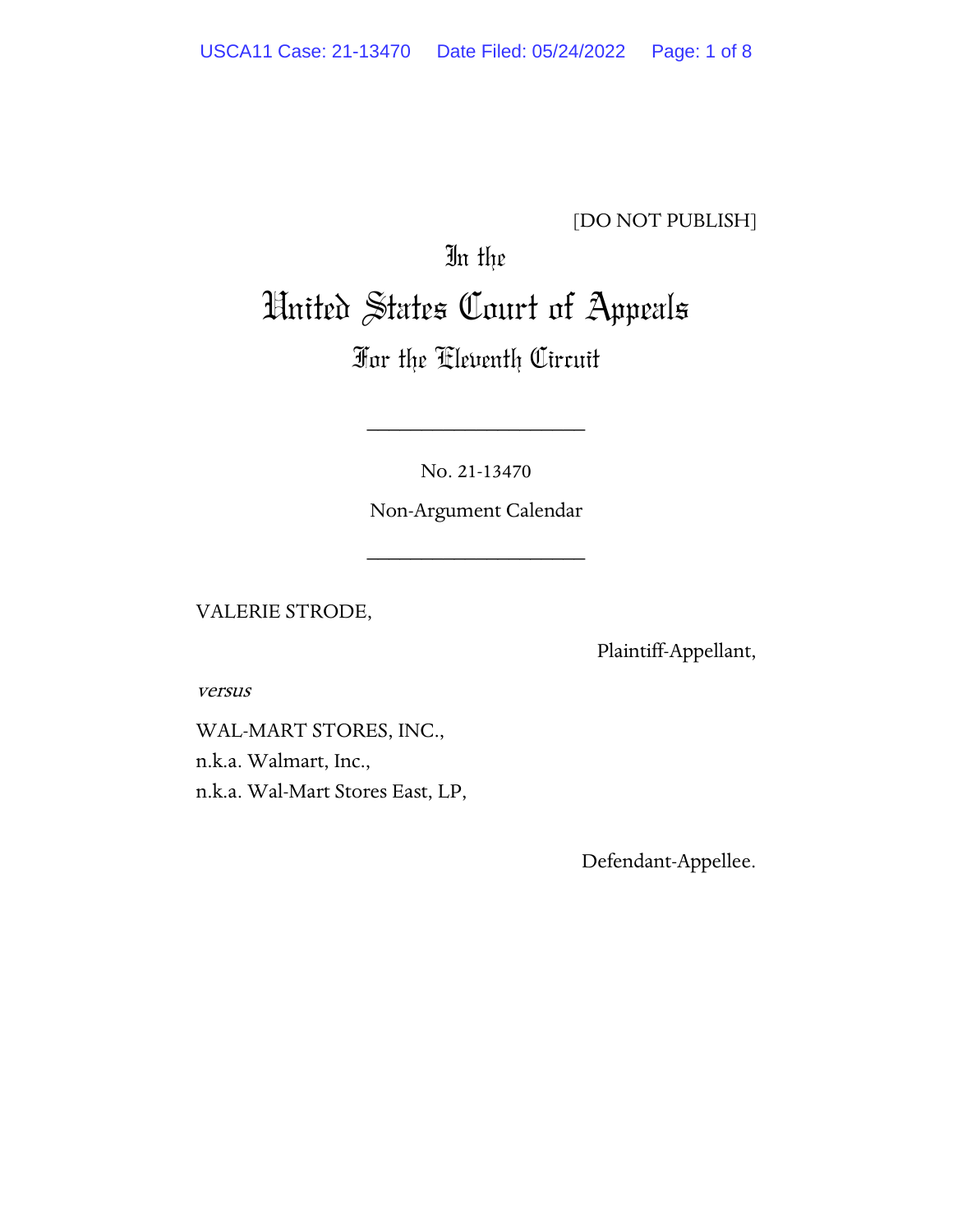[DO NOT PUBLISH]

# In the United States Court of Appeals For the Eleventh Circuit

____________________

No. 21-13470

Non-Argument Calendar

____________________

VALERIE STRODE,

Plaintiff-Appellant,

*versus*

WAL-MART STORES, INC.,
n.k.a. Walmart, Inc.,
n.k.a. Wal-Mart Stores East, LP,

Defendant-Appellee.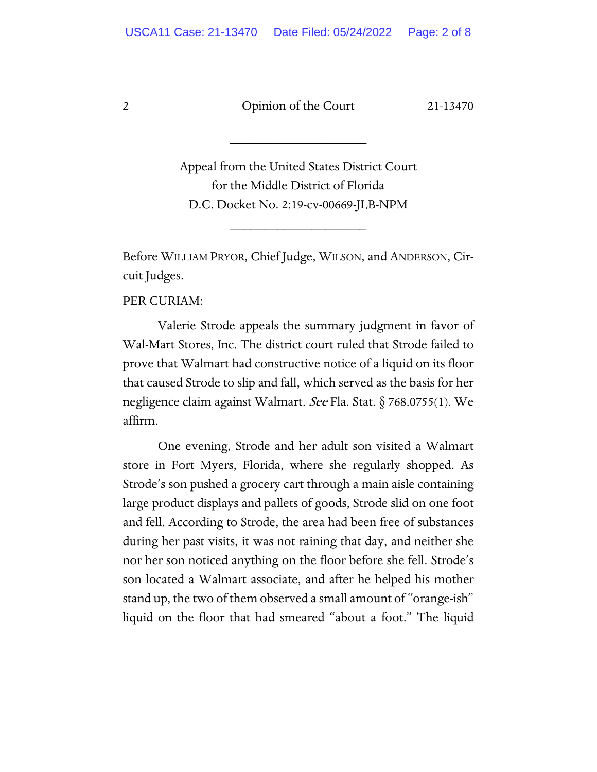---

Appeal from the United States District Court
for the Middle District of Florida
D.C. Docket No. 2:19-cv-00669-JLB-NPM

---

Before WILLIAM PRYOR, Chief Judge, WILSON, and ANDERSON, Circuit Judges.

PER CURIAM:

Valerie Strode appeals the summary judgment in favor of Wal-Mart Stores, Inc. The district court ruled that Strode failed to prove that Walmart had constructive notice of a liquid on its floor that caused Strode to slip and fall, which served as the basis for her negligence claim against Walmart. *See* Fla. Stat. § 768.0755(1). We affirm.

One evening, Strode and her adult son visited a Walmart store in Fort Myers, Florida, where she regularly shopped. As Strode's son pushed a grocery cart through a main aisle containing large product displays and pallets of goods, Strode slid on one foot and fell. According to Strode, the area had been free of substances during her past visits, it was not raining that day, and neither she nor her son noticed anything on the floor before she fell. Strode's son located a Walmart associate, and after he helped his mother stand up, the two of them observed a small amount of "orange-ish" liquid on the floor that had smeared "about a foot." The liquid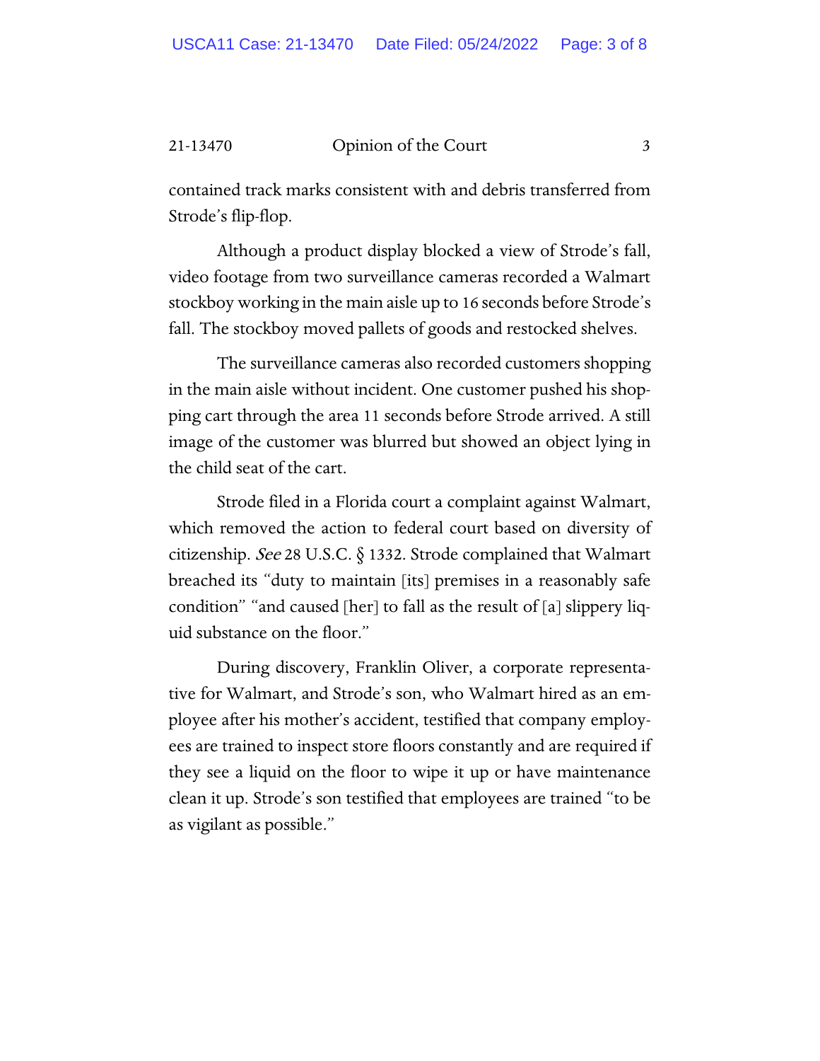contained track marks consistent with and debris transferred from Strode's flip-flop.

Although a product display blocked a view of Strode's fall, video footage from two surveillance cameras recorded a Walmart stockboy working in the main aisle up to 16 seconds before Strode's fall. The stockboy moved pallets of goods and restocked shelves.

The surveillance cameras also recorded customers shopping in the main aisle without incident. One customer pushed his shopping cart through the area 11 seconds before Strode arrived. A still image of the customer was blurred but showed an object lying in the child seat of the cart.

Strode filed in a Florida court a complaint against Walmart, which removed the action to federal court based on diversity of citizenship. *See* 28 U.S.C. § 1332. Strode complained that Walmart breached its "duty to maintain [its] premises in a reasonably safe condition" "and caused [her] to fall as the result of [a] slippery liquid substance on the floor."

During discovery, Franklin Oliver, a corporate representative for Walmart, and Strode's son, who Walmart hired as an employee after his mother's accident, testified that company employees are trained to inspect store floors constantly and are required if they see a liquid on the floor to wipe it up or have maintenance clean it up. Strode's son testified that employees are trained "to be as vigilant as possible."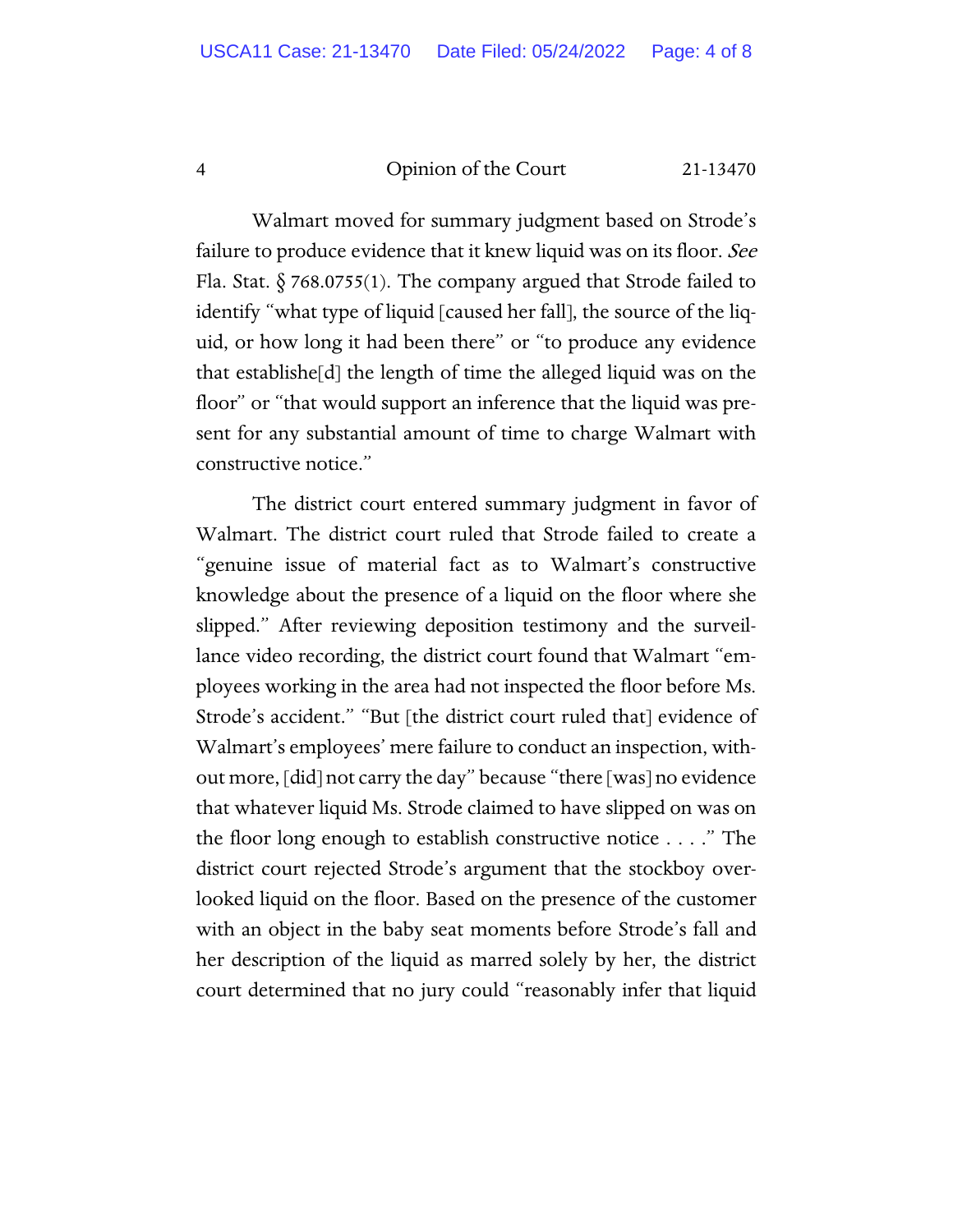Walmart moved for summary judgment based on Strode's failure to produce evidence that it knew liquid was on its floor. *See* Fla. Stat. § 768.0755(1). The company argued that Strode failed to identify "what type of liquid [caused her fall], the source of the liquid, or how long it had been there" or "to produce any evidence that establishe[d] the length of time the alleged liquid was on the floor" or "that would support an inference that the liquid was present for any substantial amount of time to charge Walmart with constructive notice."

The district court entered summary judgment in favor of Walmart. The district court ruled that Strode failed to create a "genuine issue of material fact as to Walmart's constructive knowledge about the presence of a liquid on the floor where she slipped." After reviewing deposition testimony and the surveillance video recording, the district court found that Walmart "employees working in the area had not inspected the floor before Ms. Strode's accident." "But [the district court ruled that] evidence of Walmart's employees' mere failure to conduct an inspection, without more, [did] not carry the day" because "there [was] no evidence that whatever liquid Ms. Strode claimed to have slipped on was on the floor long enough to establish constructive notice . . . ." The district court rejected Strode's argument that the stockboy overlooked liquid on the floor. Based on the presence of the customer with an object in the baby seat moments before Strode's fall and her description of the liquid as marred solely by her, the district court determined that no jury could "reasonably infer that liquid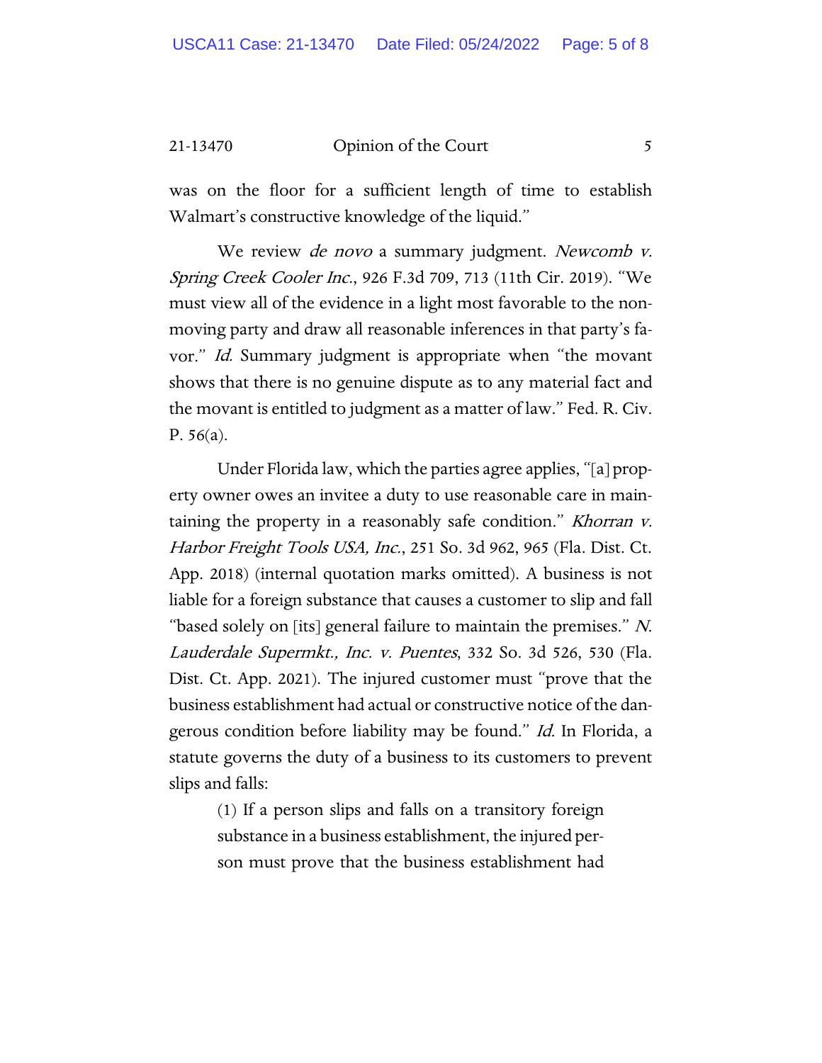was on the floor for a sufficient length of time to establish Walmart's constructive knowledge of the liquid."

We review *de novo* a summary judgment. *Newcomb v. Spring Creek Cooler Inc.*, 926 F.3d 709, 713 (11th Cir. 2019). "We must view all of the evidence in a light most favorable to the nonmoving party and draw all reasonable inferences in that party's favor." *Id.* Summary judgment is appropriate when "the movant shows that there is no genuine dispute as to any material fact and the movant is entitled to judgment as a matter of law." Fed. R. Civ. P. 56(a).

Under Florida law, which the parties agree applies, "[a] property owner owes an invitee a duty to use reasonable care in maintaining the property in a reasonably safe condition." *Khorran v. Harbor Freight Tools USA, Inc.*, 251 So. 3d 962, 965 (Fla. Dist. Ct. App. 2018) (internal quotation marks omitted). A business is not liable for a foreign substance that causes a customer to slip and fall "based solely on [its] general failure to maintain the premises." *N. Lauderdale Supermkt., Inc. v. Puentes*, 332 So. 3d 526, 530 (Fla. Dist. Ct. App. 2021). The injured customer must "prove that the business establishment had actual or constructive notice of the dangerous condition before liability may be found." *Id.* In Florida, a statute governs the duty of a business to its customers to prevent slips and falls:

> (1) If a person slips and falls on a transitory foreign substance in a business establishment, the injured person must prove that the business establishment had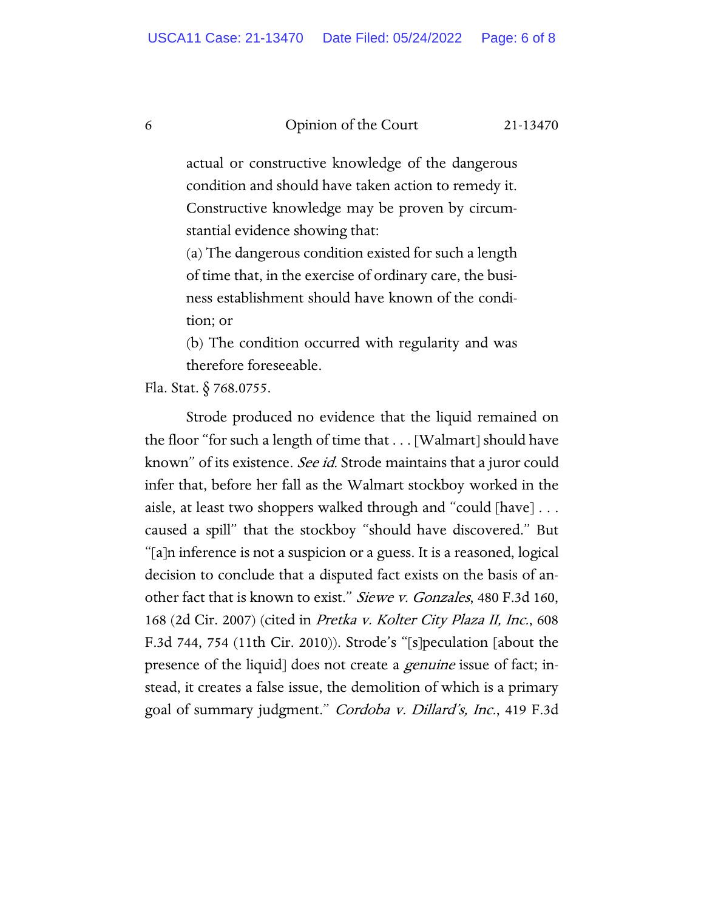> actual or constructive knowledge of the dangerous condition and should have taken action to remedy it. Constructive knowledge may be proven by circumstantial evidence showing that:
>
> (a) The dangerous condition existed for such a length of time that, in the exercise of ordinary care, the business establishment should have known of the condition; or
>
> (b) The condition occurred with regularity and was therefore foreseeable.

Fla. Stat. § 768.0755.

Strode produced no evidence that the liquid remained on the floor "for such a length of time that . . . [Walmart] should have known" of its existence. *See id.* Strode maintains that a juror could infer that, before her fall as the Walmart stockboy worked in the aisle, at least two shoppers walked through and "could [have] . . . caused a spill" that the stockboy "should have discovered." But "[a]n inference is not a suspicion or a guess. It is a reasoned, logical decision to conclude that a disputed fact exists on the basis of another fact that is known to exist." *Siewe v. Gonzales*, 480 F.3d 160, 168 (2d Cir. 2007) (cited in *Pretka v. Kolter City Plaza II, Inc.*, 608 F.3d 744, 754 (11th Cir. 2010)). Strode's "[s]peculation [about the presence of the liquid] does not create a *genuine* issue of fact; instead, it creates a false issue, the demolition of which is a primary goal of summary judgment." *Cordoba v. Dillard's, Inc.*, 419 F.3d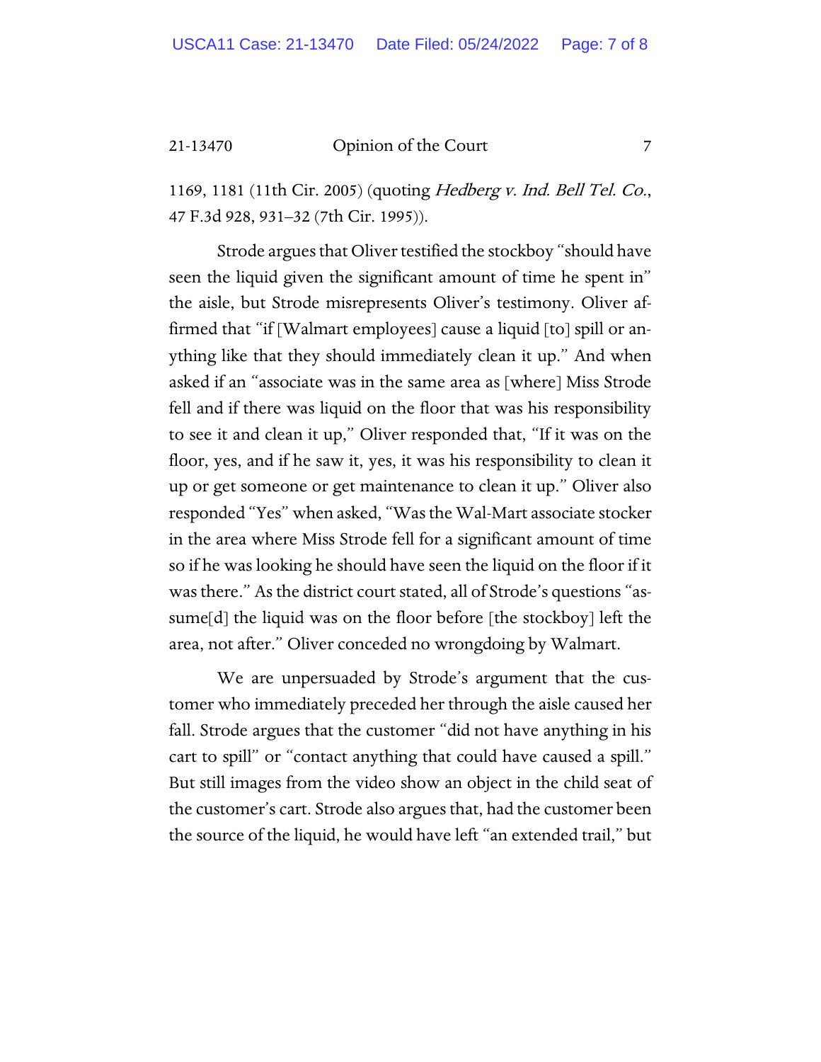1169, 1181 (11th Cir. 2005) (quoting *Hedberg v. Ind. Bell Tel. Co.*, 47 F.3d 928, 931–32 (7th Cir. 1995)).

Strode argues that Oliver testified the stockboy "should have seen the liquid given the significant amount of time he spent in" the aisle, but Strode misrepresents Oliver's testimony. Oliver affirmed that "if [Walmart employees] cause a liquid [to] spill or anything like that they should immediately clean it up." And when asked if an "associate was in the same area as [where] Miss Strode fell and if there was liquid on the floor that was his responsibility to see it and clean it up," Oliver responded that, "If it was on the floor, yes, and if he saw it, yes, it was his responsibility to clean it up or get someone or get maintenance to clean it up." Oliver also responded "Yes" when asked, "Was the Wal-Mart associate stocker in the area where Miss Strode fell for a significant amount of time so if he was looking he should have seen the liquid on the floor if it was there." As the district court stated, all of Strode's questions "assume[d] the liquid was on the floor before [the stockboy] left the area, not after." Oliver conceded no wrongdoing by Walmart.

We are unpersuaded by Strode's argument that the customer who immediately preceded her through the aisle caused her fall. Strode argues that the customer "did not have anything in his cart to spill" or "contact anything that could have caused a spill." But still images from the video show an object in the child seat of the customer's cart. Strode also argues that, had the customer been the source of the liquid, he would have left "an extended trail," but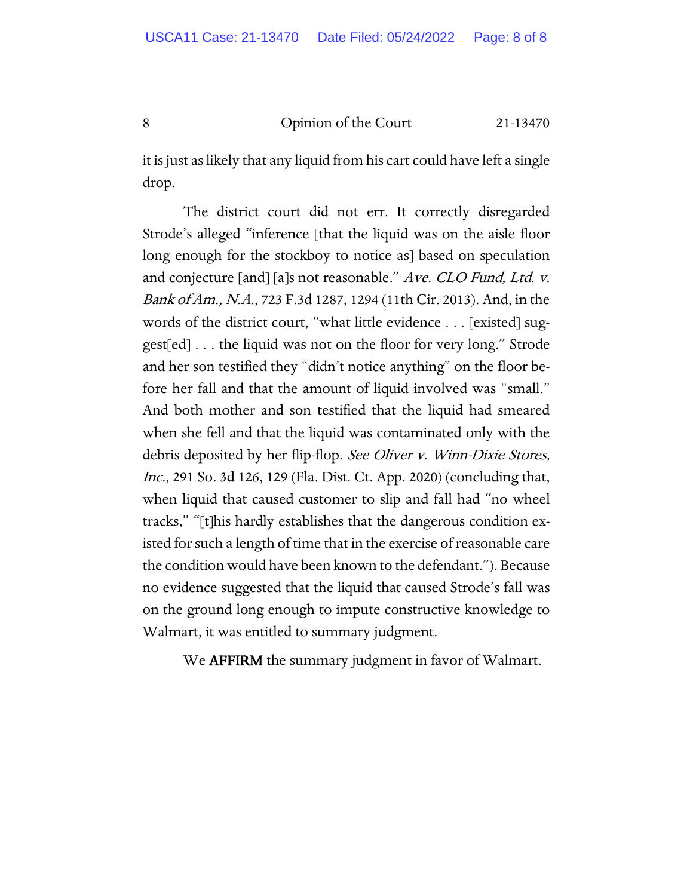it is just as likely that any liquid from his cart could have left a single drop.

The district court did not err. It correctly disregarded Strode's alleged "inference [that the liquid was on the aisle floor long enough for the stockboy to notice as] based on speculation and conjecture [and] [a]s not reasonable." *Ave. CLO Fund, Ltd. v. Bank of Am., N.A.*, 723 F.3d 1287, 1294 (11th Cir. 2013). And, in the words of the district court, "what little evidence . . . [existed] suggest[ed] . . . the liquid was not on the floor for very long." Strode and her son testified they "didn't notice anything" on the floor before her fall and that the amount of liquid involved was "small." And both mother and son testified that the liquid had smeared when she fell and that the liquid was contaminated only with the debris deposited by her flip-flop. *See Oliver v. Winn-Dixie Stores, Inc.*, 291 So. 3d 126, 129 (Fla. Dist. Ct. App. 2020) (concluding that, when liquid that caused customer to slip and fall had "no wheel tracks," "[t]his hardly establishes that the dangerous condition existed for such a length of time that in the exercise of reasonable care the condition would have been known to the defendant."). Because no evidence suggested that the liquid that caused Strode's fall was on the ground long enough to impute constructive knowledge to Walmart, it was entitled to summary judgment.

We **AFFIRM** the summary judgment in favor of Walmart.